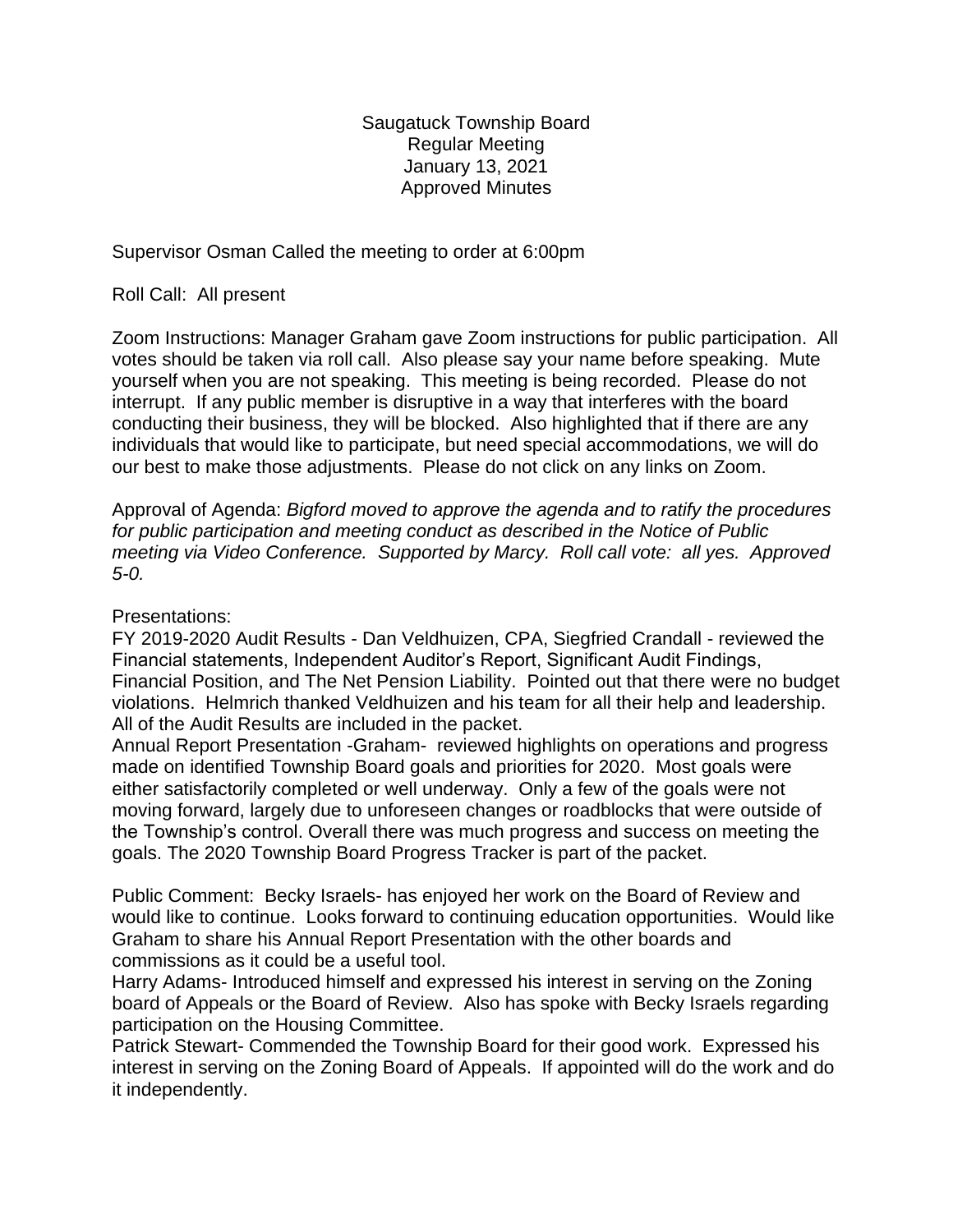Saugatuck Township Board
Regular Meeting
January 13, 2021
Approved Minutes

Supervisor Osman Called the meeting to order at 6:00pm

Roll Call: All present

Zoom Instructions: Manager Graham gave Zoom instructions for public participation. All votes should be taken via roll call. Also please say your name before speaking. Mute yourself when you are not speaking. This meeting is being recorded. Please do not interrupt. If any public member is disruptive in a way that interferes with the board conducting their business, they will be blocked. Also highlighted that if there are any individuals that would like to participate, but need special accommodations, we will do our best to make those adjustments. Please do not click on any links on Zoom.

Approval of Agenda: *Bigford moved to approve the agenda and to ratify the procedures for public participation and meeting conduct as described in the Notice of Public meeting via Video Conference. Supported by Marcy. Roll call vote: all yes. Approved 5-0.*

Presentations:
FY 2019-2020 Audit Results - Dan Veldhuizen, CPA, Siegfried Crandall - reviewed the Financial statements, Independent Auditor's Report, Significant Audit Findings, Financial Position, and The Net Pension Liability. Pointed out that there were no budget violations. Helmrich thanked Veldhuizen and his team for all their help and leadership. All of the Audit Results are included in the packet.
Annual Report Presentation -Graham- reviewed highlights on operations and progress made on identified Township Board goals and priorities for 2020. Most goals were either satisfactorily completed or well underway. Only a few of the goals were not moving forward, largely due to unforeseen changes or roadblocks that were outside of the Township's control. Overall there was much progress and success on meeting the goals. The 2020 Township Board Progress Tracker is part of the packet.

Public Comment: Becky Israels- has enjoyed her work on the Board of Review and would like to continue. Looks forward to continuing education opportunities. Would like Graham to share his Annual Report Presentation with the other boards and commissions as it could be a useful tool.
Harry Adams- Introduced himself and expressed his interest in serving on the Zoning board of Appeals or the Board of Review. Also has spoke with Becky Israels regarding participation on the Housing Committee.
Patrick Stewart- Commended the Township Board for their good work. Expressed his interest in serving on the Zoning Board of Appeals. If appointed will do the work and do it independently.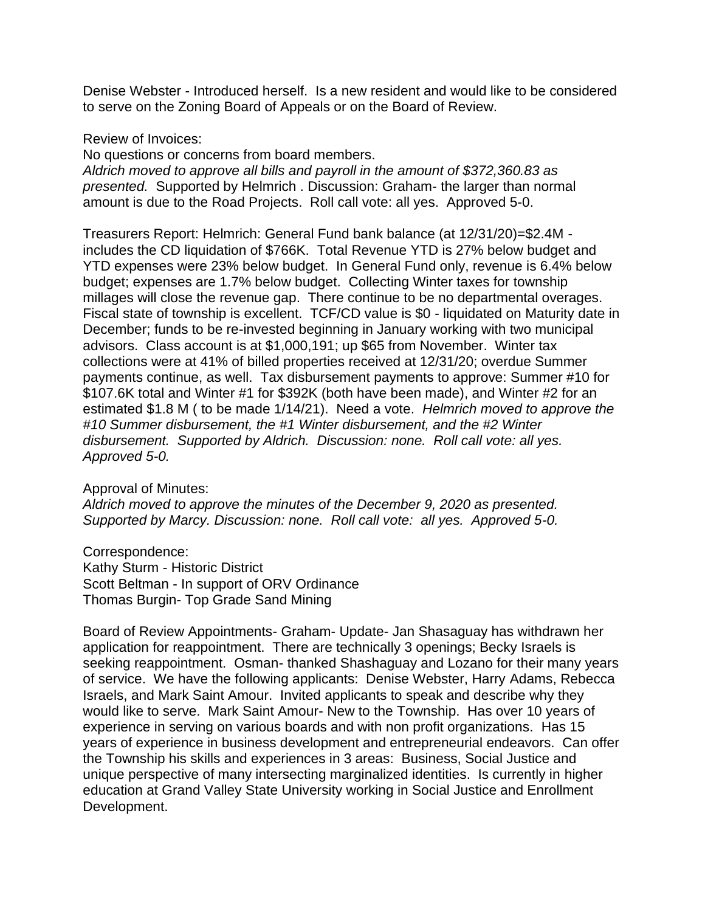Denise Webster - Introduced herself. Is a new resident and would like to be considered to serve on the Zoning Board of Appeals or on the Board of Review.

Review of Invoices:
No questions or concerns from board members.
*Aldrich moved to approve all bills and payroll in the amount of $372,360.83 as presented.* Supported by Helmrich . Discussion: Graham- the larger than normal amount is due to the Road Projects. Roll call vote: all yes. Approved 5-0.

Treasurers Report: Helmrich: General Fund bank balance (at 12/31/20)=$2.4M - includes the CD liquidation of $766K. Total Revenue YTD is 27% below budget and YTD expenses were 23% below budget. In General Fund only, revenue is 6.4% below budget; expenses are 1.7% below budget. Collecting Winter taxes for township millages will close the revenue gap. There continue to be no departmental overages. Fiscal state of township is excellent. TCF/CD value is $0 - liquidated on Maturity date in December; funds to be re-invested beginning in January working with two municipal advisors. Class account is at $1,000,191; up $65 from November. Winter tax collections were at 41% of billed properties received at 12/31/20; overdue Summer payments continue, as well. Tax disbursement payments to approve: Summer #10 for $107.6K total and Winter #1 for $392K (both have been made), and Winter #2 for an estimated $1.8 M ( to be made 1/14/21). Need a vote. *Helmrich moved to approve the #10 Summer disbursement, the #1 Winter disbursement, and the #2 Winter disbursement. Supported by Aldrich. Discussion: none. Roll call vote: all yes. Approved 5-0.*

Approval of Minutes:
*Aldrich moved to approve the minutes of the December 9, 2020 as presented. Supported by Marcy. Discussion: none. Roll call vote: all yes. Approved 5-0.*

Correspondence:
Kathy Sturm - Historic District
Scott Beltman - In support of ORV Ordinance
Thomas Burgin- Top Grade Sand Mining

Board of Review Appointments- Graham- Update- Jan Shasaguay has withdrawn her application for reappointment. There are technically 3 openings; Becky Israels is seeking reappointment. Osman- thanked Shashaguay and Lozano for their many years of service. We have the following applicants: Denise Webster, Harry Adams, Rebecca Israels, and Mark Saint Amour. Invited applicants to speak and describe why they would like to serve. Mark Saint Amour- New to the Township. Has over 10 years of experience in serving on various boards and with non profit organizations. Has 15 years of experience in business development and entrepreneurial endeavors. Can offer the Township his skills and experiences in 3 areas: Business, Social Justice and unique perspective of many intersecting marginalized identities. Is currently in higher education at Grand Valley State University working in Social Justice and Enrollment Development.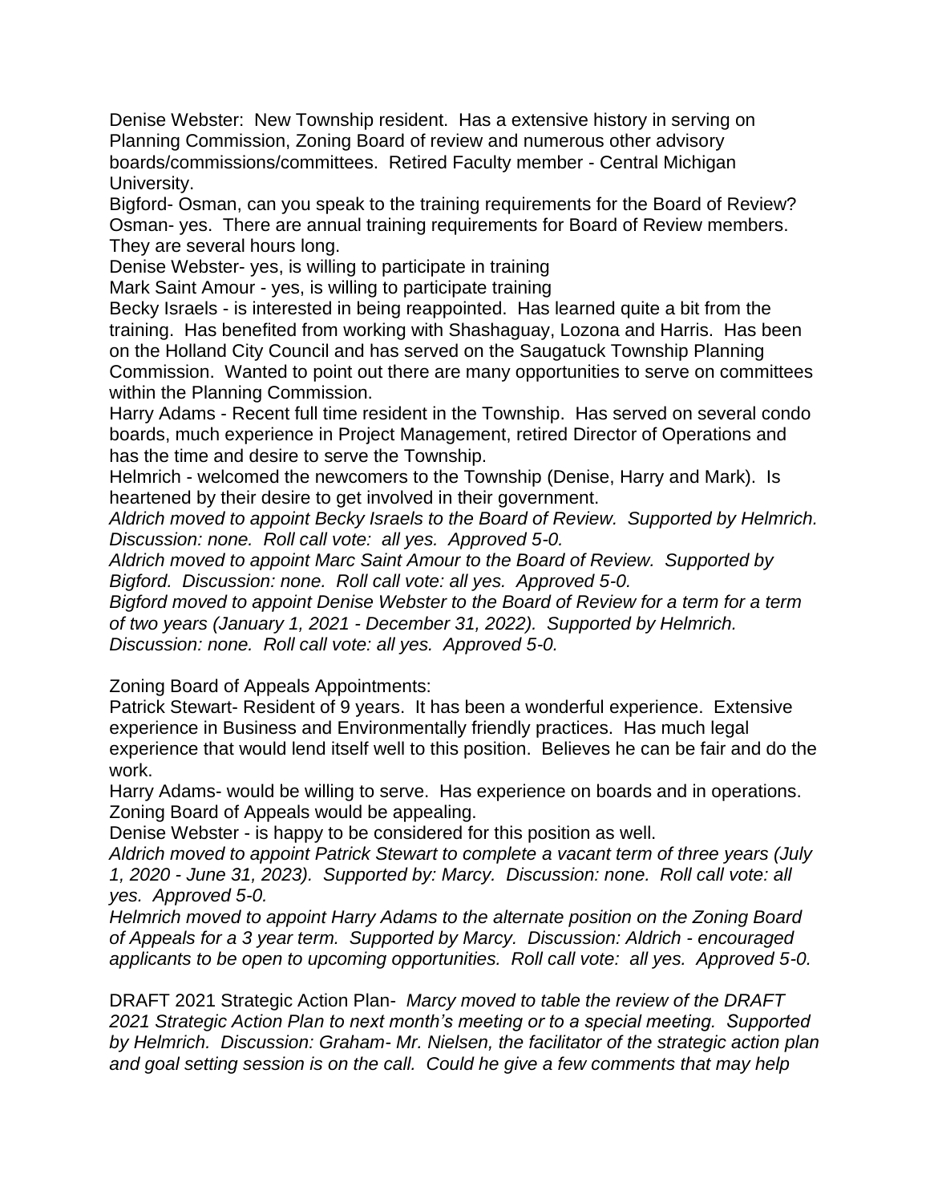Denise Webster: New Township resident. Has a extensive history in serving on Planning Commission, Zoning Board of review and numerous other advisory boards/commissions/committees. Retired Faculty member - Central Michigan University.

Bigford- Osman, can you speak to the training requirements for the Board of Review?

Osman- yes. There are annual training requirements for Board of Review members. They are several hours long.

Denise Webster- yes, is willing to participate in training

Mark Saint Amour - yes, is willing to participate training

Becky Israels - is interested in being reappointed. Has learned quite a bit from the training. Has benefited from working with Shashaguay, Lozona and Harris. Has been on the Holland City Council and has served on the Saugatuck Township Planning Commission. Wanted to point out there are many opportunities to serve on committees within the Planning Commission.

Harry Adams - Recent full time resident in the Township. Has served on several condo boards, much experience in Project Management, retired Director of Operations and has the time and desire to serve the Township.

Helmrich - welcomed the newcomers to the Township (Denise, Harry and Mark). Is heartened by their desire to get involved in their government.

*Aldrich moved to appoint Becky Israels to the Board of Review. Supported by Helmrich. Discussion: none. Roll call vote: all yes. Approved 5-0.*

*Aldrich moved to appoint Marc Saint Amour to the Board of Review. Supported by Bigford. Discussion: none. Roll call vote: all yes. Approved 5-0.*

*Bigford moved to appoint Denise Webster to the Board of Review for a term for a term of two years (January 1, 2021 - December 31, 2022). Supported by Helmrich. Discussion: none. Roll call vote: all yes. Approved 5-0.*

Zoning Board of Appeals Appointments:

Patrick Stewart- Resident of 9 years. It has been a wonderful experience. Extensive experience in Business and Environmentally friendly practices. Has much legal experience that would lend itself well to this position. Believes he can be fair and do the work.

Harry Adams- would be willing to serve. Has experience on boards and in operations. Zoning Board of Appeals would be appealing.

Denise Webster - is happy to be considered for this position as well.

*Aldrich moved to appoint Patrick Stewart to complete a vacant term of three years (July 1, 2020 - June 31, 2023). Supported by: Marcy. Discussion: none. Roll call vote: all yes. Approved 5-0.*

*Helmrich moved to appoint Harry Adams to the alternate position on the Zoning Board of Appeals for a 3 year term. Supported by Marcy. Discussion: Aldrich - encouraged applicants to be open to upcoming opportunities. Roll call vote: all yes. Approved 5-0.*

DRAFT 2021 Strategic Action Plan- *Marcy moved to table the review of the DRAFT 2021 Strategic Action Plan to next month's meeting or to a special meeting. Supported by Helmrich. Discussion: Graham- Mr. Nielsen, the facilitator of the strategic action plan and goal setting session is on the call. Could he give a few comments that may help*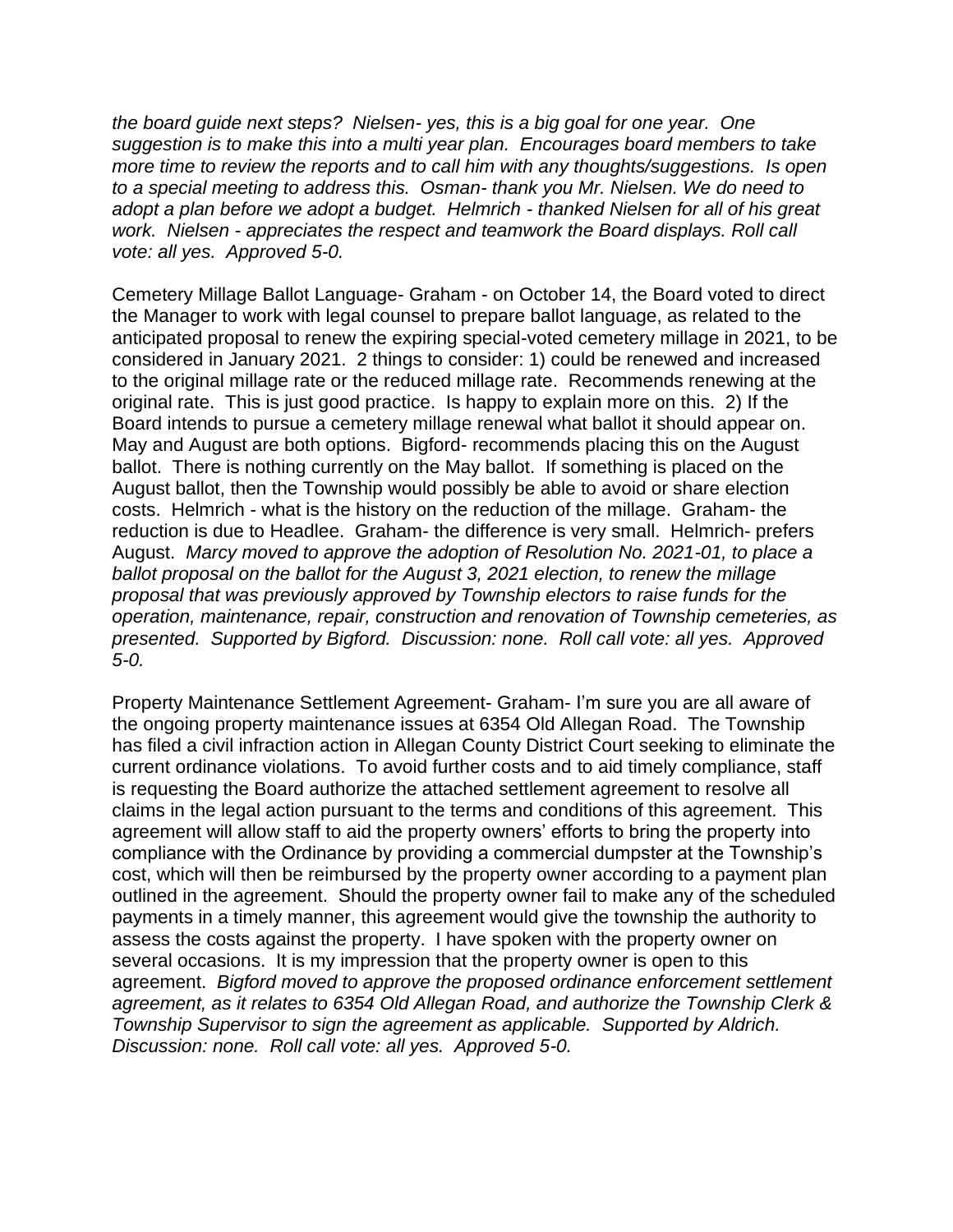*the board guide next steps? Nielsen- yes, this is a big goal for one year. One suggestion is to make this into a multi year plan. Encourages board members to take more time to review the reports and to call him with any thoughts/suggestions. Is open to a special meeting to address this. Osman- thank you Mr. Nielsen. We do need to adopt a plan before we adopt a budget. Helmrich - thanked Nielsen for all of his great work. Nielsen - appreciates the respect and teamwork the Board displays. Roll call vote: all yes. Approved 5-0.*

Cemetery Millage Ballot Language- Graham - on October 14, the Board voted to direct the Manager to work with legal counsel to prepare ballot language, as related to the anticipated proposal to renew the expiring special-voted cemetery millage in 2021, to be considered in January 2021. 2 things to consider: 1) could be renewed and increased to the original millage rate or the reduced millage rate. Recommends renewing at the original rate. This is just good practice. Is happy to explain more on this. 2) If the Board intends to pursue a cemetery millage renewal what ballot it should appear on. May and August are both options. Bigford- recommends placing this on the August ballot. There is nothing currently on the May ballot. If something is placed on the August ballot, then the Township would possibly be able to avoid or share election costs. Helmrich - what is the history on the reduction of the millage. Graham- the reduction is due to Headlee. Graham- the difference is very small. Helmrich- prefers August. *Marcy moved to approve the adoption of Resolution No. 2021-01, to place a ballot proposal on the ballot for the August 3, 2021 election, to renew the millage proposal that was previously approved by Township electors to raise funds for the operation, maintenance, repair, construction and renovation of Township cemeteries, as presented. Supported by Bigford. Discussion: none. Roll call vote: all yes. Approved 5-0.*

Property Maintenance Settlement Agreement- Graham- I'm sure you are all aware of the ongoing property maintenance issues at 6354 Old Allegan Road. The Township has filed a civil infraction action in Allegan County District Court seeking to eliminate the current ordinance violations. To avoid further costs and to aid timely compliance, staff is requesting the Board authorize the attached settlement agreement to resolve all claims in the legal action pursuant to the terms and conditions of this agreement. This agreement will allow staff to aid the property owners' efforts to bring the property into compliance with the Ordinance by providing a commercial dumpster at the Township's cost, which will then be reimbursed by the property owner according to a payment plan outlined in the agreement. Should the property owner fail to make any of the scheduled payments in a timely manner, this agreement would give the township the authority to assess the costs against the property. I have spoken with the property owner on several occasions. It is my impression that the property owner is open to this agreement. *Bigford moved to approve the proposed ordinance enforcement settlement agreement, as it relates to 6354 Old Allegan Road, and authorize the Township Clerk & Township Supervisor to sign the agreement as applicable. Supported by Aldrich. Discussion: none. Roll call vote: all yes. Approved 5-0.*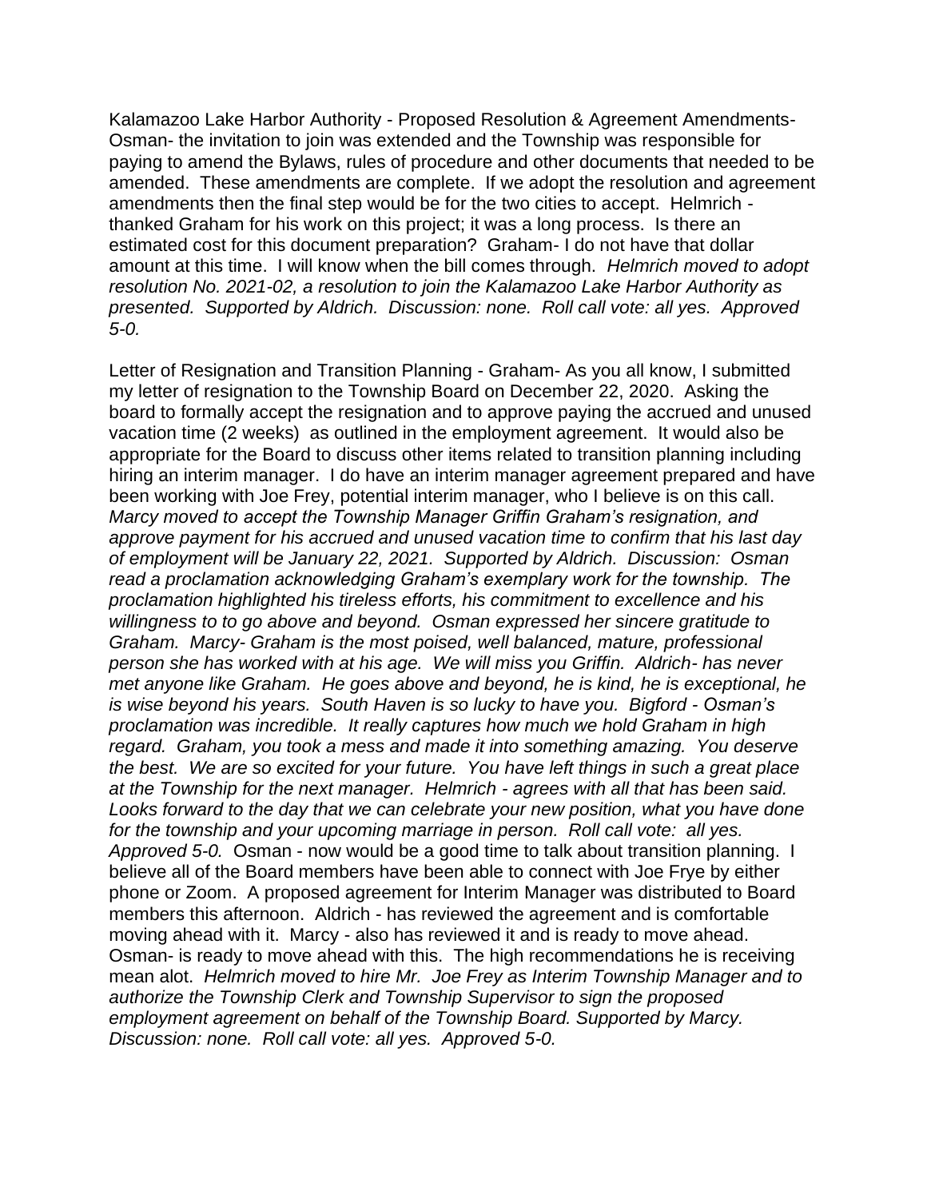Kalamazoo Lake Harbor Authority - Proposed Resolution & Agreement Amendments- Osman- the invitation to join was extended and the Township was responsible for paying to amend the Bylaws, rules of procedure and other documents that needed to be amended. These amendments are complete. If we adopt the resolution and agreement amendments then the final step would be for the two cities to accept. Helmrich - thanked Graham for his work on this project; it was a long process. Is there an estimated cost for this document preparation? Graham- I do not have that dollar amount at this time. I will know when the bill comes through. *Helmrich moved to adopt resolution No. 2021-02, a resolution to join the Kalamazoo Lake Harbor Authority as presented. Supported by Aldrich. Discussion: none. Roll call vote: all yes. Approved 5-0.*

Letter of Resignation and Transition Planning - Graham- As you all know, I submitted my letter of resignation to the Township Board on December 22, 2020. Asking the board to formally accept the resignation and to approve paying the accrued and unused vacation time (2 weeks) as outlined in the employment agreement. It would also be appropriate for the Board to discuss other items related to transition planning including hiring an interim manager. I do have an interim manager agreement prepared and have been working with Joe Frey, potential interim manager, who I believe is on this call. *Marcy moved to accept the Township Manager Griffin Graham's resignation, and approve payment for his accrued and unused vacation time to confirm that his last day of employment will be January 22, 2021. Supported by Aldrich. Discussion: Osman read a proclamation acknowledging Graham's exemplary work for the township. The proclamation highlighted his tireless efforts, his commitment to excellence and his willingness to to go above and beyond. Osman expressed her sincere gratitude to Graham. Marcy- Graham is the most poised, well balanced, mature, professional person she has worked with at his age. We will miss you Griffin. Aldrich- has never met anyone like Graham. He goes above and beyond, he is kind, he is exceptional, he is wise beyond his years. South Haven is so lucky to have you. Bigford - Osman's proclamation was incredible. It really captures how much we hold Graham in high regard. Graham, you took a mess and made it into something amazing. You deserve the best. We are so excited for your future. You have left things in such a great place at the Township for the next manager. Helmrich - agrees with all that has been said. Looks forward to the day that we can celebrate your new position, what you have done for the township and your upcoming marriage in person. Roll call vote: all yes. Approved 5-0.* Osman - now would be a good time to talk about transition planning. I believe all of the Board members have been able to connect with Joe Frye by either phone or Zoom. A proposed agreement for Interim Manager was distributed to Board members this afternoon. Aldrich - has reviewed the agreement and is comfortable moving ahead with it. Marcy - also has reviewed it and is ready to move ahead. Osman- is ready to move ahead with this. The high recommendations he is receiving mean alot. *Helmrich moved to hire Mr. Joe Frey as Interim Township Manager and to authorize the Township Clerk and Township Supervisor to sign the proposed employment agreement on behalf of the Township Board. Supported by Marcy. Discussion: none. Roll call vote: all yes. Approved 5-0.*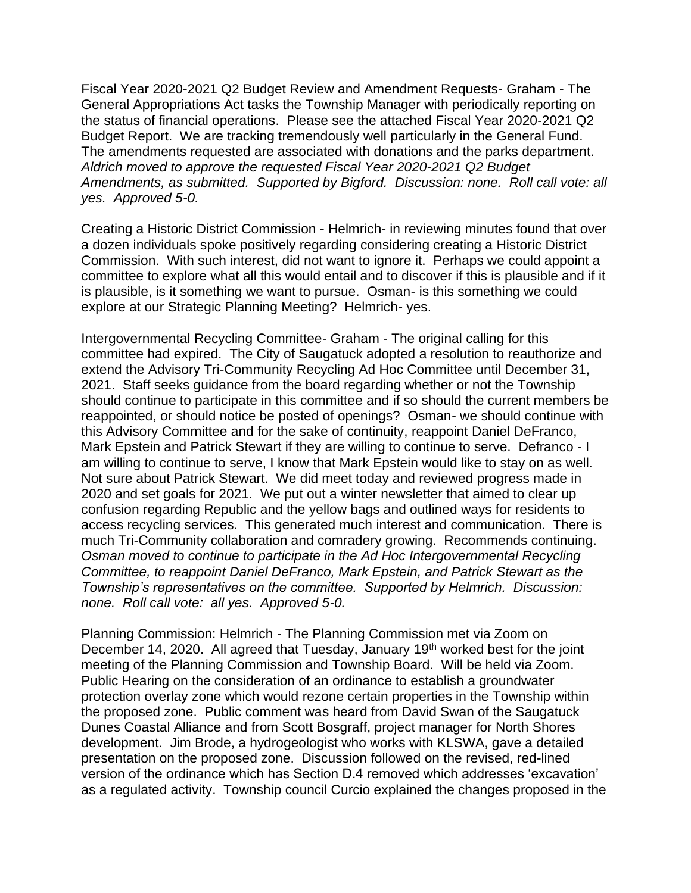Fiscal Year 2020-2021 Q2 Budget Review and Amendment Requests- Graham - The General Appropriations Act tasks the Township Manager with periodically reporting on the status of financial operations. Please see the attached Fiscal Year 2020-2021 Q2 Budget Report. We are tracking tremendously well particularly in the General Fund. The amendments requested are associated with donations and the parks department. *Aldrich moved to approve the requested Fiscal Year 2020-2021 Q2 Budget Amendments, as submitted. Supported by Bigford. Discussion: none. Roll call vote: all yes. Approved 5-0.*

Creating a Historic District Commission - Helmrich- in reviewing minutes found that over a dozen individuals spoke positively regarding considering creating a Historic District Commission. With such interest, did not want to ignore it. Perhaps we could appoint a committee to explore what all this would entail and to discover if this is plausible and if it is plausible, is it something we want to pursue. Osman- is this something we could explore at our Strategic Planning Meeting? Helmrich- yes.

Intergovernmental Recycling Committee- Graham - The original calling for this committee had expired. The City of Saugatuck adopted a resolution to reauthorize and extend the Advisory Tri-Community Recycling Ad Hoc Committee until December 31, 2021. Staff seeks guidance from the board regarding whether or not the Township should continue to participate in this committee and if so should the current members be reappointed, or should notice be posted of openings? Osman- we should continue with this Advisory Committee and for the sake of continuity, reappoint Daniel DeFranco, Mark Epstein and Patrick Stewart if they are willing to continue to serve. Defranco - I am willing to continue to serve, I know that Mark Epstein would like to stay on as well. Not sure about Patrick Stewart. We did meet today and reviewed progress made in 2020 and set goals for 2021. We put out a winter newsletter that aimed to clear up confusion regarding Republic and the yellow bags and outlined ways for residents to access recycling services. This generated much interest and communication. There is much Tri-Community collaboration and comradery growing. Recommends continuing. *Osman moved to continue to participate in the Ad Hoc Intergovernmental Recycling Committee, to reappoint Daniel DeFranco, Mark Epstein, and Patrick Stewart as the Township's representatives on the committee. Supported by Helmrich. Discussion: none. Roll call vote: all yes. Approved 5-0.*

Planning Commission: Helmrich - The Planning Commission met via Zoom on December 14, 2020. All agreed that Tuesday, January 19th worked best for the joint meeting of the Planning Commission and Township Board. Will be held via Zoom. Public Hearing on the consideration of an ordinance to establish a groundwater protection overlay zone which would rezone certain properties in the Township within the proposed zone. Public comment was heard from David Swan of the Saugatuck Dunes Coastal Alliance and from Scott Bosgraff, project manager for North Shores development. Jim Brode, a hydrogeologist who works with KLSWA, gave a detailed presentation on the proposed zone. Discussion followed on the revised, red-lined version of the ordinance which has Section D.4 removed which addresses 'excavation' as a regulated activity. Township council Curcio explained the changes proposed in the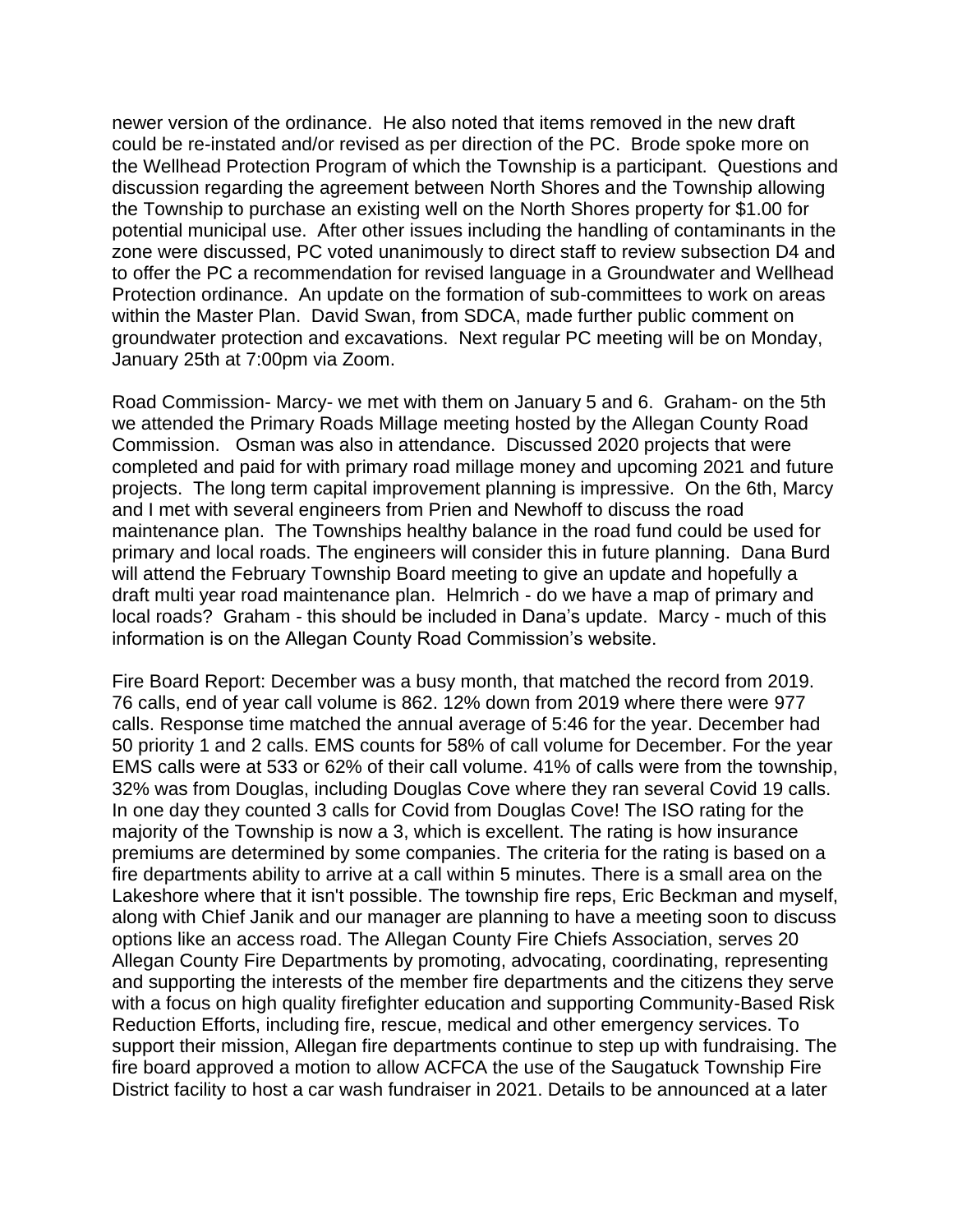newer version of the ordinance. He also noted that items removed in the new draft could be re-instated and/or revised as per direction of the PC. Brode spoke more on the Wellhead Protection Program of which the Township is a participant. Questions and discussion regarding the agreement between North Shores and the Township allowing the Township to purchase an existing well on the North Shores property for $1.00 for potential municipal use. After other issues including the handling of contaminants in the zone were discussed, PC voted unanimously to direct staff to review subsection D4 and to offer the PC a recommendation for revised language in a Groundwater and Wellhead Protection ordinance. An update on the formation of sub-committees to work on areas within the Master Plan. David Swan, from SDCA, made further public comment on groundwater protection and excavations. Next regular PC meeting will be on Monday, January 25th at 7:00pm via Zoom.

Road Commission- Marcy- we met with them on January 5 and 6. Graham- on the 5th we attended the Primary Roads Millage meeting hosted by the Allegan County Road Commission. Osman was also in attendance. Discussed 2020 projects that were completed and paid for with primary road millage money and upcoming 2021 and future projects. The long term capital improvement planning is impressive. On the 6th, Marcy and I met with several engineers from Prien and Newhoff to discuss the road maintenance plan. The Townships healthy balance in the road fund could be used for primary and local roads. The engineers will consider this in future planning. Dana Burd will attend the February Township Board meeting to give an update and hopefully a draft multi year road maintenance plan. Helmrich - do we have a map of primary and local roads? Graham - this should be included in Dana's update. Marcy - much of this information is on the Allegan County Road Commission's website.

Fire Board Report: December was a busy month, that matched the record from 2019. 76 calls, end of year call volume is 862. 12% down from 2019 where there were 977 calls. Response time matched the annual average of 5:46 for the year. December had 50 priority 1 and 2 calls. EMS counts for 58% of call volume for December. For the year EMS calls were at 533 or 62% of their call volume. 41% of calls were from the township, 32% was from Douglas, including Douglas Cove where they ran several Covid 19 calls. In one day they counted 3 calls for Covid from Douglas Cove! The ISO rating for the majority of the Township is now a 3, which is excellent. The rating is how insurance premiums are determined by some companies. The criteria for the rating is based on a fire departments ability to arrive at a call within 5 minutes. There is a small area on the Lakeshore where that it isn't possible. The township fire reps, Eric Beckman and myself, along with Chief Janik and our manager are planning to have a meeting soon to discuss options like an access road. The Allegan County Fire Chiefs Association, serves 20 Allegan County Fire Departments by promoting, advocating, coordinating, representing and supporting the interests of the member fire departments and the citizens they serve with a focus on high quality firefighter education and supporting Community-Based Risk Reduction Efforts, including fire, rescue, medical and other emergency services. To support their mission, Allegan fire departments continue to step up with fundraising. The fire board approved a motion to allow ACFCA the use of the Saugatuck Township Fire District facility to host a car wash fundraiser in 2021. Details to be announced at a later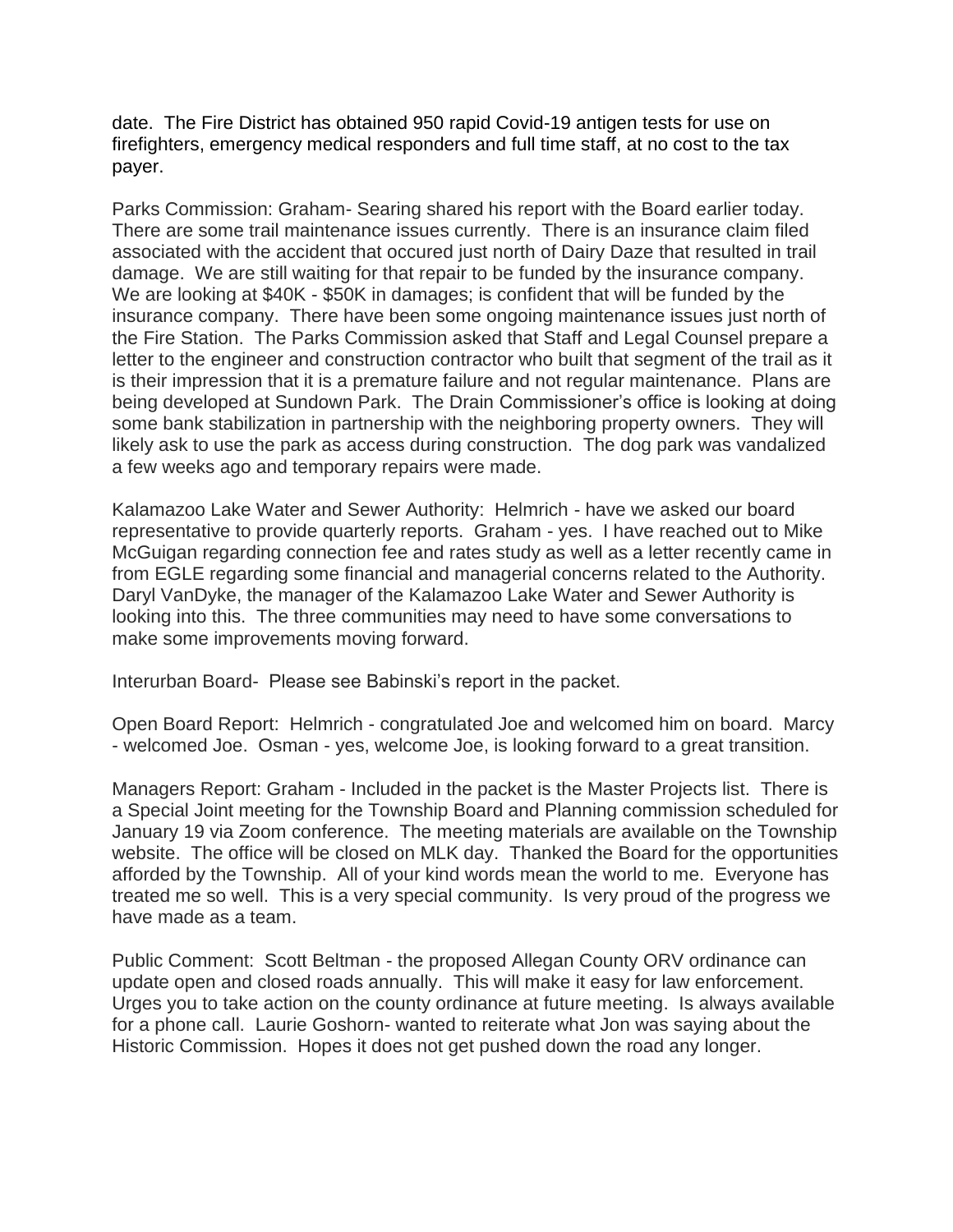date. The Fire District has obtained 950 rapid Covid-19 antigen tests for use on firefighters, emergency medical responders and full time staff, at no cost to the tax payer.

Parks Commission: Graham- Searing shared his report with the Board earlier today. There are some trail maintenance issues currently. There is an insurance claim filed associated with the accident that occured just north of Dairy Daze that resulted in trail damage. We are still waiting for that repair to be funded by the insurance company. We are looking at $40K - $50K in damages; is confident that will be funded by the insurance company. There have been some ongoing maintenance issues just north of the Fire Station. The Parks Commission asked that Staff and Legal Counsel prepare a letter to the engineer and construction contractor who built that segment of the trail as it is their impression that it is a premature failure and not regular maintenance. Plans are being developed at Sundown Park. The Drain Commissioner's office is looking at doing some bank stabilization in partnership with the neighboring property owners. They will likely ask to use the park as access during construction. The dog park was vandalized a few weeks ago and temporary repairs were made.

Kalamazoo Lake Water and Sewer Authority: Helmrich - have we asked our board representative to provide quarterly reports. Graham - yes. I have reached out to Mike McGuigan regarding connection fee and rates study as well as a letter recently came in from EGLE regarding some financial and managerial concerns related to the Authority. Daryl VanDyke, the manager of the Kalamazoo Lake Water and Sewer Authority is looking into this. The three communities may need to have some conversations to make some improvements moving forward.

Interurban Board- Please see Babinski's report in the packet.

Open Board Report: Helmrich - congratulated Joe and welcomed him on board. Marcy - welcomed Joe. Osman - yes, welcome Joe, is looking forward to a great transition.

Managers Report: Graham - Included in the packet is the Master Projects list. There is a Special Joint meeting for the Township Board and Planning commission scheduled for January 19 via Zoom conference. The meeting materials are available on the Township website. The office will be closed on MLK day. Thanked the Board for the opportunities afforded by the Township. All of your kind words mean the world to me. Everyone has treated me so well. This is a very special community. Is very proud of the progress we have made as a team.

Public Comment: Scott Beltman - the proposed Allegan County ORV ordinance can update open and closed roads annually. This will make it easy for law enforcement. Urges you to take action on the county ordinance at future meeting. Is always available for a phone call. Laurie Goshorn- wanted to reiterate what Jon was saying about the Historic Commission. Hopes it does not get pushed down the road any longer.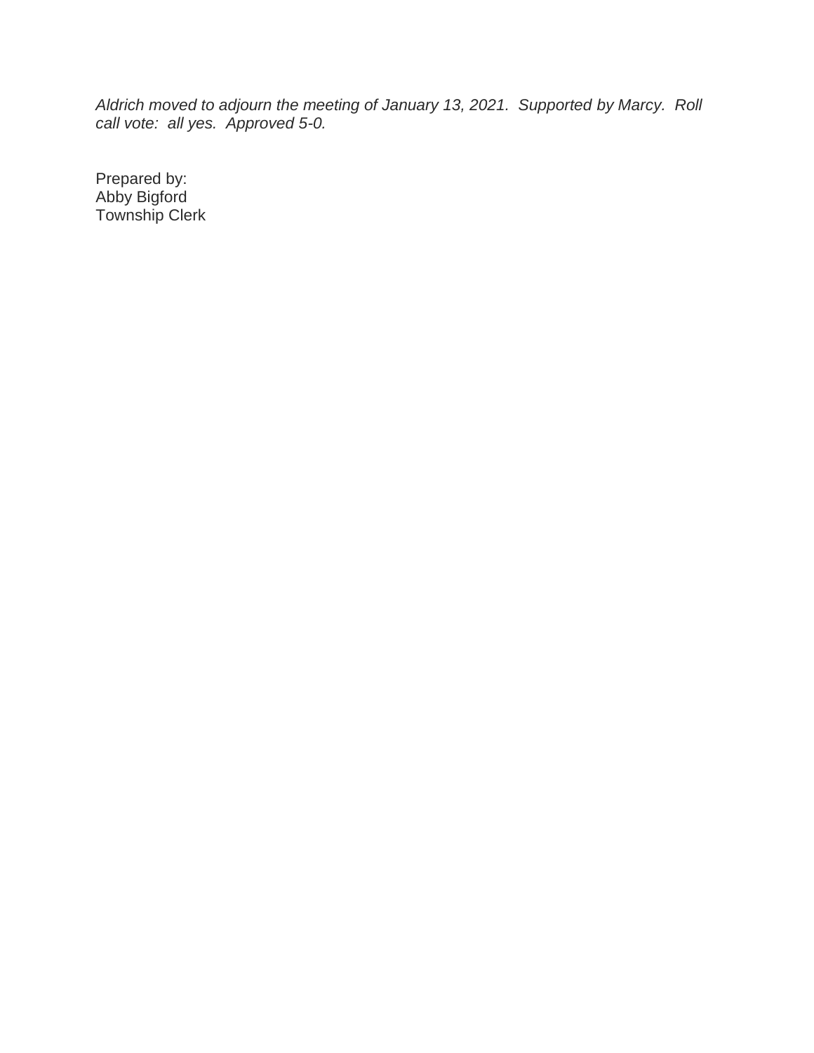*Aldrich moved to adjourn the meeting of January 13, 2021. Supported by Marcy. Roll call vote: all yes. Approved 5-0.*

Prepared by:
Abby Bigford
Township Clerk